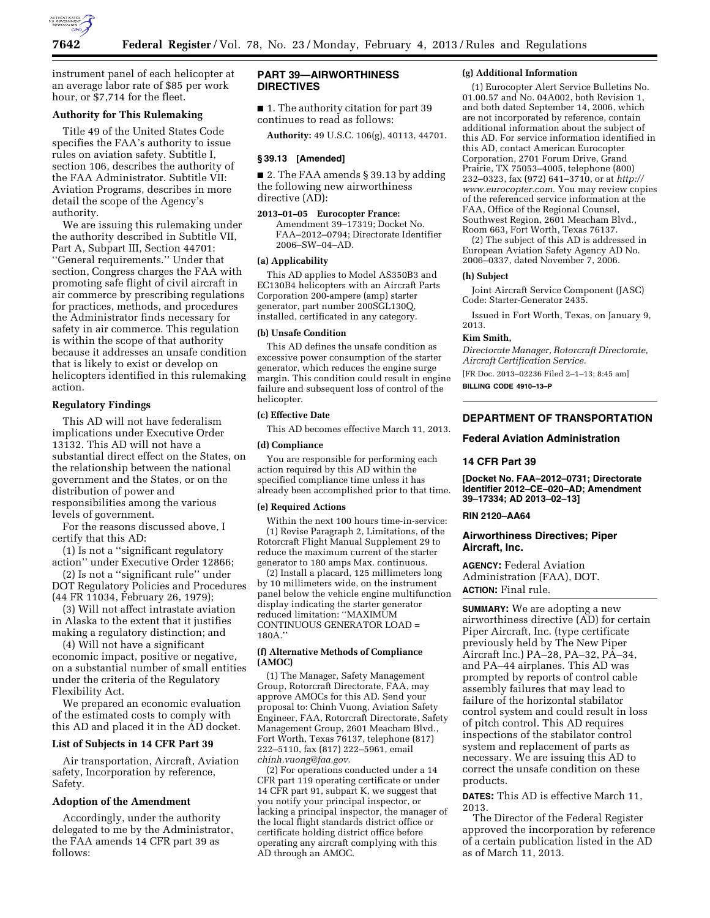instrument panel of each helicopter at an average labor rate of $85 per work hour, or $7,714 for the fleet.

### Authority for This Rulemaking

Title 49 of the United States Code specifies the FAA's authority to issue rules on aviation safety. Subtitle I, section 106, describes the authority of the FAA Administrator. Subtitle VII: Aviation Programs, describes in more detail the scope of the Agency's authority.

We are issuing this rulemaking under the authority described in Subtitle VII, Part A, Subpart III, Section 44701: ''General requirements.'' Under that section, Congress charges the FAA with promoting safe flight of civil aircraft in air commerce by prescribing regulations for practices, methods, and procedures the Administrator finds necessary for safety in air commerce. This regulation is within the scope of that authority because it addresses an unsafe condition that is likely to exist or develop on helicopters identified in this rulemaking action.

### Regulatory Findings

This AD will not have federalism implications under Executive Order 13132. This AD will not have a substantial direct effect on the States, on the relationship between the national government and the States, or on the distribution of power and responsibilities among the various levels of government.

For the reasons discussed above, I certify that this AD:

(1) Is not a ''significant regulatory action'' under Executive Order 12866;

(2) Is not a ''significant rule'' under DOT Regulatory Policies and Procedures (44 FR 11034, February 26, 1979);

(3) Will not affect intrastate aviation in Alaska to the extent that it justifies making a regulatory distinction; and

(4) Will not have a significant economic impact, positive or negative, on a substantial number of small entities under the criteria of the Regulatory Flexibility Act.

We prepared an economic evaluation of the estimated costs to comply with this AD and placed it in the AD docket.

### List of Subjects in 14 CFR Part 39

Air transportation, Aircraft, Aviation safety, Incorporation by reference, Safety.

### Adoption of the Amendment

Accordingly, under the authority delegated to me by the Administrator, the FAA amends 14 CFR part 39 as follows:

## PART 39—AIRWORTHINESS DIRECTIVES

■ 1. The authority citation for part 39 continues to read as follows:

**Authority:** 49 U.S.C. 106(g), 40113, 44701.

### § 39.13 [Amended]

■ 2. The FAA amends § 39.13 by adding the following new airworthiness directive (AD):

**2013–01–05 Eurocopter France:** Amendment 39–17319; Docket No. FAA–2012–0794; Directorate Identifier 2006–SW–04–AD.

#### (a) Applicability

This AD applies to Model AS350B3 and EC130B4 helicopters with an Aircraft Parts Corporation 200-ampere (amp) starter generator, part number 200SGL130Q, installed, certificated in any category.

#### (b) Unsafe Condition

This AD defines the unsafe condition as excessive power consumption of the starter generator, which reduces the engine surge margin. This condition could result in engine failure and subsequent loss of control of the helicopter.

#### (c) Effective Date

This AD becomes effective March 11, 2013.

#### (d) Compliance

You are responsible for performing each action required by this AD within the specified compliance time unless it has already been accomplished prior to that time.

#### (e) Required Actions

Within the next 100 hours time-in-service:

(1) Revise Paragraph 2, Limitations, of the Rotorcraft Flight Manual Supplement 29 to reduce the maximum current of the starter generator to 180 amps Max. continuous.

(2) Install a placard, 125 millimeters long by 10 millimeters wide, on the instrument panel below the vehicle engine multifunction display indicating the starter generator reduced limitation: ''MAXIMUM CONTINUOUS GENERATOR LOAD = 180A.''

#### (f) Alternative Methods of Compliance (AMOC)

(1) The Manager, Safety Management Group, Rotorcraft Directorate, FAA, may approve AMOCs for this AD. Send your proposal to: Chinh Vuong, Aviation Safety Engineer, FAA, Rotorcraft Directorate, Safety Management Group, 2601 Meacham Blvd., Fort Worth, Texas 76137, telephone (817) 222–5110, fax (817) 222–5961, email *chinh.vuong@faa.gov.*

(2) For operations conducted under a 14 CFR part 119 operating certificate or under 14 CFR part 91, subpart K, we suggest that you notify your principal inspector, or lacking a principal inspector, the manager of the local flight standards district office or certificate holding district office before operating any aircraft complying with this AD through an AMOC.

#### (g) Additional Information

(1) Eurocopter Alert Service Bulletins No. 01.00.57 and No. 04A002, both Revision 1, and both dated September 14, 2006, which are not incorporated by reference, contain additional information about the subject of this AD. For service information identified in this AD, contact American Eurocopter Corporation, 2701 Forum Drive, Grand Prairie, TX 75053–4005, telephone (800) 232–0323, fax (972) 641–3710, or at *http://www.eurocopter.com.* You may review copies of the referenced service information at the FAA, Office of the Regional Counsel, Southwest Region, 2601 Meacham Blvd., Room 663, Fort Worth, Texas 76137.

(2) The subject of this AD is addressed in European Aviation Safety Agency AD No. 2006–0337, dated November 7, 2006.

#### (h) Subject

Joint Aircraft Service Component (JASC) Code: Starter-Generator 2435.

Issued in Fort Worth, Texas, on January 9, 2013.

**Kim Smith,**

*Directorate Manager, Rotorcraft Directorate, Aircraft Certification Service.*

[FR Doc. 2013–02236 Filed 2–1–13; 8:45 am]

**BILLING CODE 4910–13–P**

---

## DEPARTMENT OF TRANSPORTATION

### Federal Aviation Administration

### 14 CFR Part 39

**[Docket No. FAA–2012–0731; Directorate Identifier 2012–CE–020–AD; Amendment 39–17334; AD 2013–02–13]**

**RIN 2120–AA64**

### Airworthiness Directives; Piper Aircraft, Inc.

**AGENCY:** Federal Aviation Administration (FAA), DOT.

**ACTION:** Final rule.

**SUMMARY:** We are adopting a new airworthiness directive (AD) for certain Piper Aircraft, Inc. (type certificate previously held by The New Piper Aircraft Inc.) PA–28, PA–32, PA–34, and PA–44 airplanes. This AD was prompted by reports of control cable assembly failures that may lead to failure of the horizontal stabilator control system and could result in loss of pitch control. This AD requires inspections of the stabilator control system and replacement of parts as necessary. We are issuing this AD to correct the unsafe condition on these products.

**DATES:** This AD is effective March 11, 2013.

The Director of the Federal Register approved the incorporation by reference of a certain publication listed in the AD as of March 11, 2013.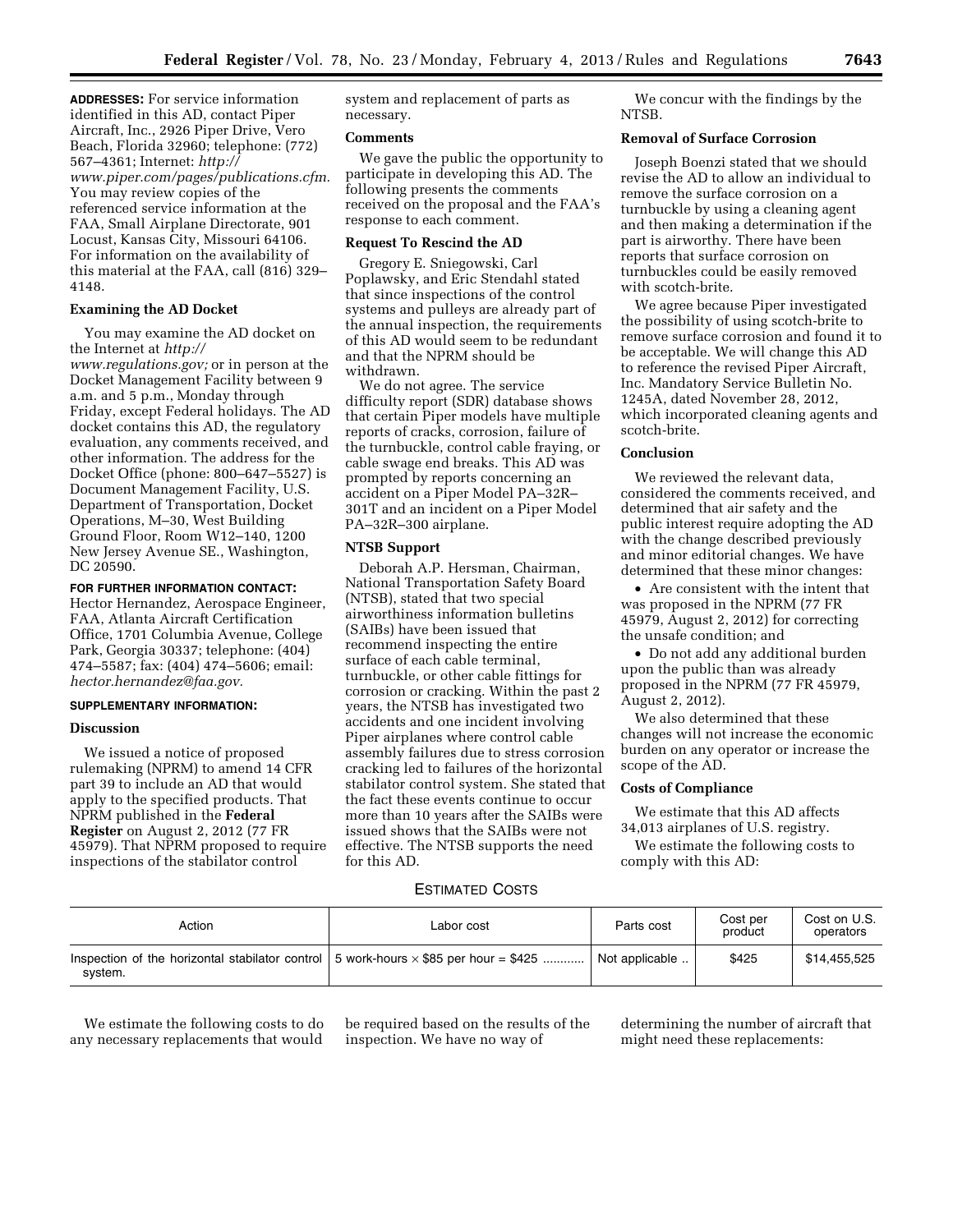**ADDRESSES:** For service information identified in this AD, contact Piper Aircraft, Inc., 2926 Piper Drive, Vero Beach, Florida 32960; telephone: (772) 567–4361; Internet: *http://www.piper.com/pages/publications.cfm.* You may review copies of the referenced service information at the FAA, Small Airplane Directorate, 901 Locust, Kansas City, Missouri 64106. For information on the availability of this material at the FAA, call (816) 329–4148.

**Examining the AD Docket**

You may examine the AD docket on the Internet at *http://www.regulations.gov;* or in person at the Docket Management Facility between 9 a.m. and 5 p.m., Monday through Friday, except Federal holidays. The AD docket contains this AD, the regulatory evaluation, any comments received, and other information. The address for the Docket Office (phone: 800–647–5527) is Document Management Facility, U.S. Department of Transportation, Docket Operations, M–30, West Building Ground Floor, Room W12–140, 1200 New Jersey Avenue SE., Washington, DC 20590.

**FOR FURTHER INFORMATION CONTACT:** Hector Hernandez, Aerospace Engineer, FAA, Atlanta Aircraft Certification Office, 1701 Columbia Avenue, College Park, Georgia 30337; telephone: (404) 474–5587; fax: (404) 474–5606; email: *hector.hernandez@faa.gov.*

**SUPPLEMENTARY INFORMATION:**

**Discussion**

We issued a notice of proposed rulemaking (NPRM) to amend 14 CFR part 39 to include an AD that would apply to the specified products. That NPRM published in the **Federal Register** on August 2, 2012 (77 FR 45979). That NPRM proposed to require inspections of the stabilator control system and replacement of parts as necessary.

**Comments**

We gave the public the opportunity to participate in developing this AD. The following presents the comments received on the proposal and the FAA's response to each comment.

**Request To Rescind the AD**

Gregory E. Sniegowski, Carl Poplawsky, and Eric Stendahl stated that since inspections of the control systems and pulleys are already part of the annual inspection, the requirements of this AD would seem to be redundant and that the NPRM should be withdrawn.

We do not agree. The service difficulty report (SDR) database shows that certain Piper models have multiple reports of cracks, corrosion, failure of the turnbuckle, control cable fraying, or cable swage end breaks. This AD was prompted by reports concerning an accident on a Piper Model PA–32R–301T and an incident on a Piper Model PA–32R–300 airplane.

**NTSB Support**

Deborah A.P. Hersman, Chairman, National Transportation Safety Board (NTSB), stated that two special airworthiness information bulletins (SAIBs) have been issued that recommend inspecting the entire surface of each cable terminal, turnbuckle, or other cable fittings for corrosion or cracking. Within the past 2 years, the NTSB has investigated two accidents and one incident involving Piper airplanes where control cable assembly failures due to stress corrosion cracking led to failures of the horizontal stabilator control system. She stated that the fact these events continue to occur more than 10 years after the SAIBs were issued shows that the SAIBs were not effective. The NTSB supports the need for this AD.

We concur with the findings by the NTSB.

**Removal of Surface Corrosion**

Joseph Boenzi stated that we should revise the AD to allow an individual to remove the surface corrosion on a turnbuckle by using a cleaning agent and then making a determination if the part is airworthy. There have been reports that surface corrosion on turnbuckles could be easily removed with scotch-brite.

We agree because Piper investigated the possibility of using scotch-brite to remove surface corrosion and found it to be acceptable. We will change this AD to reference the revised Piper Aircraft, Inc. Mandatory Service Bulletin No. 1245A, dated November 28, 2012, which incorporated cleaning agents and scotch-brite.

**Conclusion**

We reviewed the relevant data, considered the comments received, and determined that air safety and the public interest require adopting the AD with the change described previously and minor editorial changes. We have determined that these minor changes:

- Are consistent with the intent that was proposed in the NPRM (77 FR 45979, August 2, 2012) for correcting the unsafe condition; and
- Do not add any additional burden upon the public than was already proposed in the NPRM (77 FR 45979, August 2, 2012).

We also determined that these changes will not increase the economic burden on any operator or increase the scope of the AD.

**Costs of Compliance**

We estimate that this AD affects 34,013 airplanes of U.S. registry.

We estimate the following costs to comply with this AD:

ESTIMATED COSTS

| Action | Labor cost | Parts cost | Cost per product | Cost on U.S. operators |
|---|---|---|---|---|
| Inspection of the horizontal stabilator control system. | 5 work-hours × $85 per hour = $425 | Not applicable | $425 | $14,455,525 |

We estimate the following costs to do any necessary replacements that would be required based on the results of the inspection. We have no way of determining the number of aircraft that might need these replacements: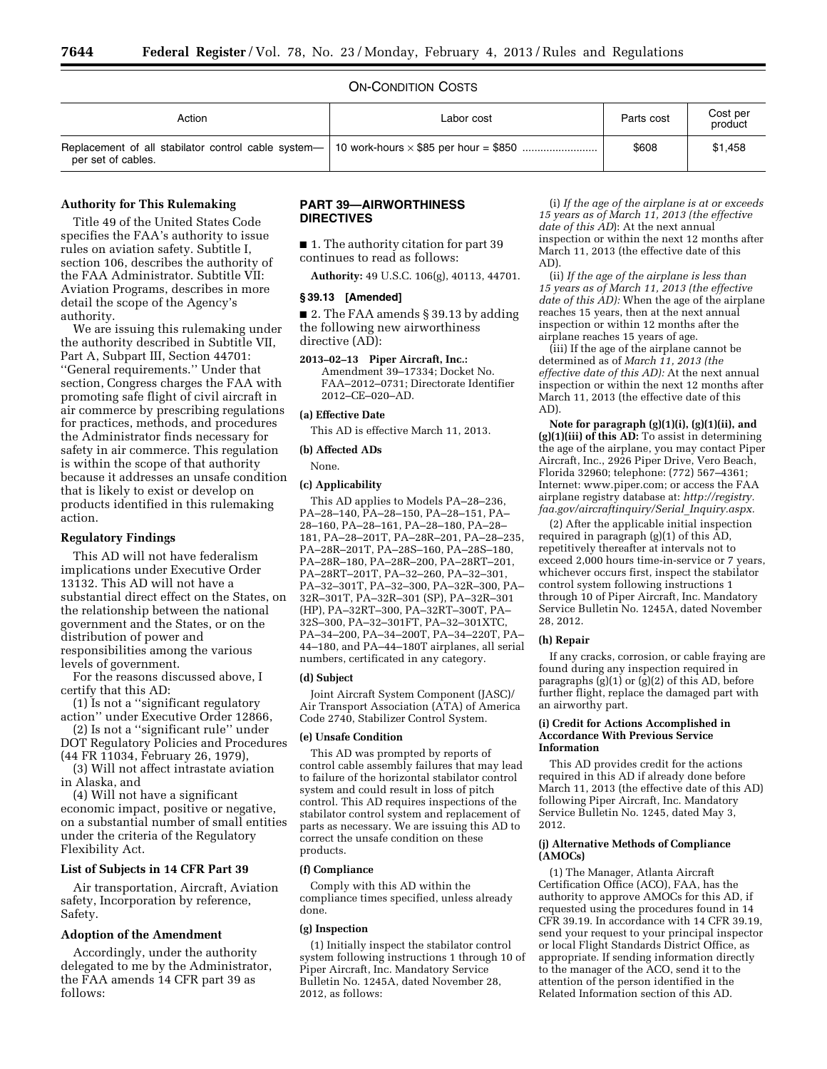ON-CONDITION COSTS

| Action | Labor cost | Parts cost | Cost per product |
|---|---|---|---|
| Replacement of all stabilator control cable system—per set of cables. | 10 work-hours × $85 per hour = $850 | $608 | $1,458 |

## Authority for This Rulemaking

Title 49 of the United States Code specifies the FAA's authority to issue rules on aviation safety. Subtitle I, section 106, describes the authority of the FAA Administrator. Subtitle VII: Aviation Programs, describes in more detail the scope of the Agency's authority.

We are issuing this rulemaking under the authority described in Subtitle VII, Part A, Subpart III, Section 44701: "General requirements." Under that section, Congress charges the FAA with promoting safe flight of civil aircraft in air commerce by prescribing regulations for practices, methods, and procedures the Administrator finds necessary for safety in air commerce. This regulation is within the scope of that authority because it addresses an unsafe condition that is likely to exist or develop on products identified in this rulemaking action.

## Regulatory Findings

This AD will not have federalism implications under Executive Order 13132. This AD will not have a substantial direct effect on the States, on the relationship between the national government and the States, or on the distribution of power and responsibilities among the various levels of government.

For the reasons discussed above, I certify that this AD:

(1) Is not a "significant regulatory action" under Executive Order 12866,

(2) Is not a "significant rule" under DOT Regulatory Policies and Procedures (44 FR 11034, February 26, 1979),

(3) Will not affect intrastate aviation in Alaska, and

(4) Will not have a significant economic impact, positive or negative, on a substantial number of small entities under the criteria of the Regulatory Flexibility Act.

## List of Subjects in 14 CFR Part 39

Air transportation, Aircraft, Aviation safety, Incorporation by reference, Safety.

## Adoption of the Amendment

Accordingly, under the authority delegated to me by the Administrator, the FAA amends 14 CFR part 39 as follows:

## PART 39—AIRWORTHINESS DIRECTIVES

■ 1. The authority citation for part 39 continues to read as follows:

**Authority:** 49 U.S.C. 106(g), 40113, 44701.

### § 39.13 [Amended]

■ 2. The FAA amends § 39.13 by adding the following new airworthiness directive (AD):

**2013–02–13 Piper Aircraft, Inc.:** Amendment 39–17334; Docket No. FAA–2012–0731; Directorate Identifier 2012–CE–020–AD.

### (a) Effective Date

This AD is effective March 11, 2013.

### (b) Affected ADs

None.

### (c) Applicability

This AD applies to Models PA–28–236, PA–28–140, PA–28–150, PA–28–151, PA–28–160, PA–28–161, PA–28–180, PA–28–181, PA–28–201T, PA–28R–201, PA–28–235, PA–28R–201T, PA–28S–160, PA–28S–180, PA–28R–180, PA–28R–200, PA–28RT–201, PA–28RT–201T, PA–32–260, PA–32–301, PA–32–301T, PA–32–300, PA–32R–300, PA–32R–301T, PA–32R–301 (SP), PA–32R–301 (HP), PA–32RT–300, PA–32RT–300T, PA–32S–300, PA–32–301FT, PA–32–301XTC, PA–34–200, PA–34–200T, PA–34–220T, PA–44–180, and PA–44–180T airplanes, all serial numbers, certificated in any category.

### (d) Subject

Joint Aircraft System Component (JASC)/ Air Transport Association (ATA) of America Code 2740, Stabilizer Control System.

### (e) Unsafe Condition

This AD was prompted by reports of control cable assembly failures that may lead to failure of the horizontal stabilator control system and could result in loss of pitch control. This AD requires inspections of the stabilator control system and replacement of parts as necessary. We are issuing this AD to correct the unsafe condition on these products.

### (f) Compliance

Comply with this AD within the compliance times specified, unless already done.

### (g) Inspection

(1) Initially inspect the stabilator control system following instructions 1 through 10 of Piper Aircraft, Inc. Mandatory Service Bulletin No. 1245A, dated November 28, 2012, as follows:

(i) *If the age of the airplane is at or exceeds 15 years as of March 11, 2013 (the effective date of this AD)*: At the next annual inspection or within the next 12 months after March 11, 2013 (the effective date of this AD).

(ii) *If the age of the airplane is less than 15 years as of March 11, 2013 (the effective date of this AD):* When the age of the airplane reaches 15 years, then at the next annual inspection or within 12 months after the airplane reaches 15 years of age.

(iii) If the age of the airplane cannot be determined as of *March 11, 2013 (the effective date of this AD):* At the next annual inspection or within the next 12 months after March 11, 2013 (the effective date of this AD).

**Note for paragraph (g)(1)(i), (g)(1)(ii), and (g)(1)(iii) of this AD:** To assist in determining the age of the airplane, you may contact Piper Aircraft, Inc., 2926 Piper Drive, Vero Beach, Florida 32960; telephone: (772) 567–4361; Internet: www.piper.com; or access the FAA airplane registry database at: *http://registry.faa.gov/aircraftinquiry/Serial_Inquiry.aspx.*

(2) After the applicable initial inspection required in paragraph (g)(1) of this AD, repetitively thereafter at intervals not to exceed 2,000 hours time-in-service or 7 years, whichever occurs first, inspect the stabilator control system following instructions 1 through 10 of Piper Aircraft, Inc. Mandatory Service Bulletin No. 1245A, dated November 28, 2012.

### (h) Repair

If any cracks, corrosion, or cable fraying are found during any inspection required in paragraphs (g)(1) or (g)(2) of this AD, before further flight, replace the damaged part with an airworthy part.

### (i) Credit for Actions Accomplished in Accordance With Previous Service Information

This AD provides credit for the actions required in this AD if already done before March 11, 2013 (the effective date of this AD) following Piper Aircraft, Inc. Mandatory Service Bulletin No. 1245, dated May 3, 2012.

### (j) Alternative Methods of Compliance (AMOCs)

(1) The Manager, Atlanta Aircraft Certification Office (ACO), FAA, has the authority to approve AMOCs for this AD, if requested using the procedures found in 14 CFR 39.19. In accordance with 14 CFR 39.19, send your request to your principal inspector or local Flight Standards District Office, as appropriate. If sending information directly to the manager of the ACO, send it to the attention of the person identified in the Related Information section of this AD.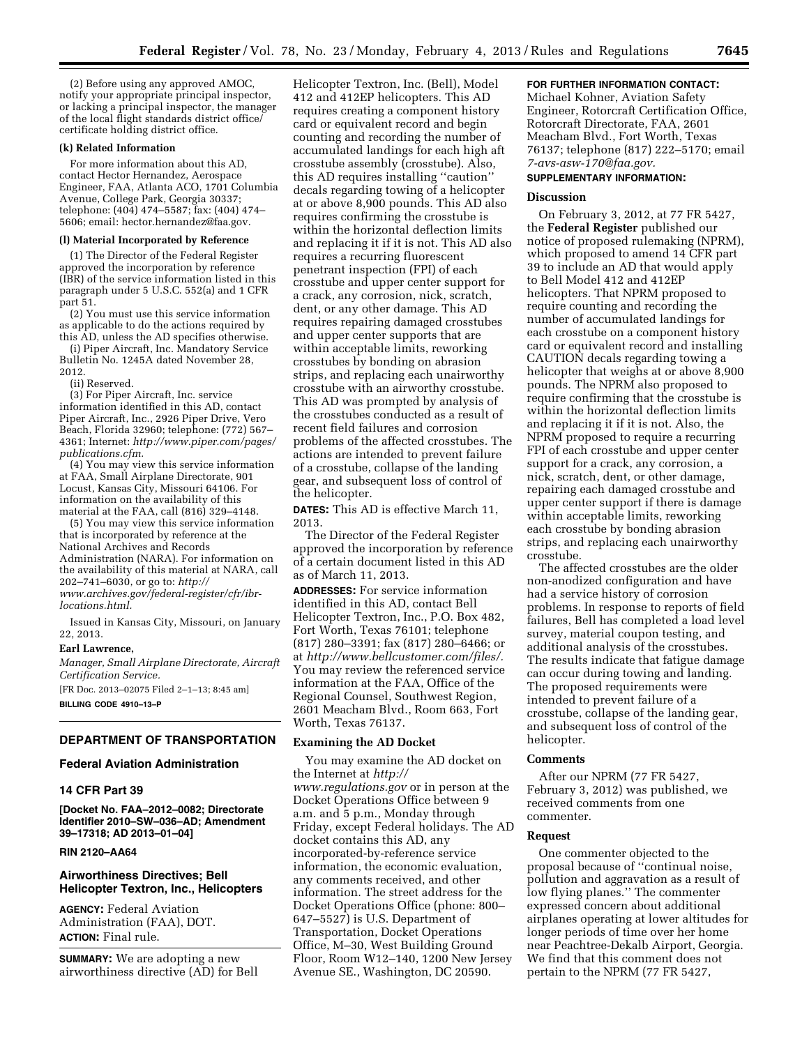(2) Before using any approved AMOC, notify your appropriate principal inspector, or lacking a principal inspector, the manager of the local flight standards district office/certificate holding district office.

#### (k) Related Information

For more information about this AD, contact Hector Hernandez, Aerospace Engineer, FAA, Atlanta ACO, 1701 Columbia Avenue, College Park, Georgia 30337; telephone: (404) 474–5587; fax: (404) 474–5606; email: hector.hernandez@faa.gov.

#### (l) Material Incorporated by Reference

(1) The Director of the Federal Register approved the incorporation by reference (IBR) of the service information listed in this paragraph under 5 U.S.C. 552(a) and 1 CFR part 51.

(2) You must use this service information as applicable to do the actions required by this AD, unless the AD specifies otherwise.

(i) Piper Aircraft, Inc. Mandatory Service Bulletin No. 1245A dated November 28, 2012.

(ii) Reserved.

(3) For Piper Aircraft, Inc. service information identified in this AD, contact Piper Aircraft, Inc., 2926 Piper Drive, Vero Beach, Florida 32960; telephone: (772) 567–4361; Internet: *http://www.piper.com/pages/publications.cfm.*

(4) You may view this service information at FAA, Small Airplane Directorate, 901 Locust, Kansas City, Missouri 64106. For information on the availability of this material at the FAA, call (816) 329–4148.

(5) You may view this service information that is incorporated by reference at the National Archives and Records Administration (NARA). For information on the availability of this material at NARA, call 202–741–6030, or go to: *http://www.archives.gov/federal-register/cfr/ibr-locations.html.*

Issued in Kansas City, Missouri, on January 22, 2013.

**Earl Lawrence,**

*Manager, Small Airplane Directorate, Aircraft Certification Service.*

[FR Doc. 2013–02075 Filed 2–1–13; 8:45 am]

**BILLING CODE 4910–13–P**

---

## DEPARTMENT OF TRANSPORTATION

### Federal Aviation Administration

### 14 CFR Part 39

**[Docket No. FAA–2012–0082; Directorate Identifier 2010–SW–036–AD; Amendment 39–17318; AD 2013–01–04]**

**RIN 2120–AA64**

## Airworthiness Directives; Bell Helicopter Textron, Inc., Helicopters

**AGENCY:** Federal Aviation Administration (FAA), DOT.

**ACTION:** Final rule.

**SUMMARY:** We are adopting a new airworthiness directive (AD) for Bell Helicopter Textron, Inc. (Bell), Model 412 and 412EP helicopters. This AD requires creating a component history card or equivalent record and begin counting and recording the number of accumulated landings for each high aft crosstube assembly (crosstube). Also, this AD requires installing ''caution'' decals regarding towing of a helicopter at or above 8,900 pounds. This AD also requires confirming the crosstube is within the horizontal deflection limits and replacing it if it is not. This AD also requires a recurring fluorescent penetrant inspection (FPI) of each crosstube and upper center support for a crack, any corrosion, nick, scratch, dent, or any other damage. This AD requires repairing damaged crosstubes and upper center supports that are within acceptable limits, reworking crosstubes by bonding on abrasion strips, and replacing each unairworthy crosstube with an airworthy crosstube. This AD was prompted by analysis of the crosstubes conducted as a result of recent field failures and corrosion problems of the affected crosstubes. The actions are intended to prevent failure of a crosstube, collapse of the landing gear, and subsequent loss of control of the helicopter.

**DATES:** This AD is effective March 11, 2013.

The Director of the Federal Register approved the incorporation by reference of a certain document listed in this AD as of March 11, 2013.

**ADDRESSES:** For service information identified in this AD, contact Bell Helicopter Textron, Inc., P.O. Box 482, Fort Worth, Texas 76101; telephone (817) 280–3391; fax (817) 280–6466; or at *http://www.bellcustomer.com/files/.* You may review the referenced service information at the FAA, Office of the Regional Counsel, Southwest Region, 2601 Meacham Blvd., Room 663, Fort Worth, Texas 76137.

### Examining the AD Docket

You may examine the AD docket on the Internet at *http://www.regulations.gov* or in person at the Docket Operations Office between 9 a.m. and 5 p.m., Monday through Friday, except Federal holidays. The AD docket contains this AD, any incorporated-by-reference service information, the economic evaluation, any comments received, and other information. The street address for the Docket Operations Office (phone: 800–647–5527) is U.S. Department of Transportation, Docket Operations Office, M–30, West Building Ground Floor, Room W12–140, 1200 New Jersey Avenue SE., Washington, DC 20590.

**FOR FURTHER INFORMATION CONTACT:** Michael Kohner, Aviation Safety Engineer, Rotorcraft Certification Office, Rotorcraft Directorate, FAA, 2601 Meacham Blvd., Fort Worth, Texas 76137; telephone (817) 222–5170; email *7-avs-asw-170@faa.gov.*

**SUPPLEMENTARY INFORMATION:**

### Discussion

On February 3, 2012, at 77 FR 5427, the **Federal Register** published our notice of proposed rulemaking (NPRM), which proposed to amend 14 CFR part 39 to include an AD that would apply to Bell Model 412 and 412EP helicopters. That NPRM proposed to require counting and recording the number of accumulated landings for each crosstube on a component history card or equivalent record and installing CAUTION decals regarding towing a helicopter that weighs at or above 8,900 pounds. The NPRM also proposed to require confirming that the crosstube is within the horizontal deflection limits and replacing it if it is not. Also, the NPRM proposed to require a recurring FPI of each crosstube and upper center support for a crack, any corrosion, a nick, scratch, dent, or other damage, repairing each damaged crosstube and upper center support if there is damage within acceptable limits, reworking each crosstube by bonding abrasion strips, and replacing each unairworthy crosstube.

The affected crosstubes are the older non-anodized configuration and have had a service history of corrosion problems. In response to reports of field failures, Bell has completed a load level survey, material coupon testing, and additional analysis of the crosstubes. The results indicate that fatigue damage can occur during towing and landing. The proposed requirements were intended to prevent failure of a crosstube, collapse of the landing gear, and subsequent loss of control of the helicopter.

### Comments

After our NPRM (77 FR 5427, February 3, 2012) was published, we received comments from one commenter.

### Request

One commenter objected to the proposal because of ''continual noise, pollution and aggravation as a result of low flying planes.'' The commenter expressed concern about additional airplanes operating at lower altitudes for longer periods of time over her home near Peachtree-Dekalb Airport, Georgia. We find that this comment does not pertain to the NPRM (77 FR 5427,